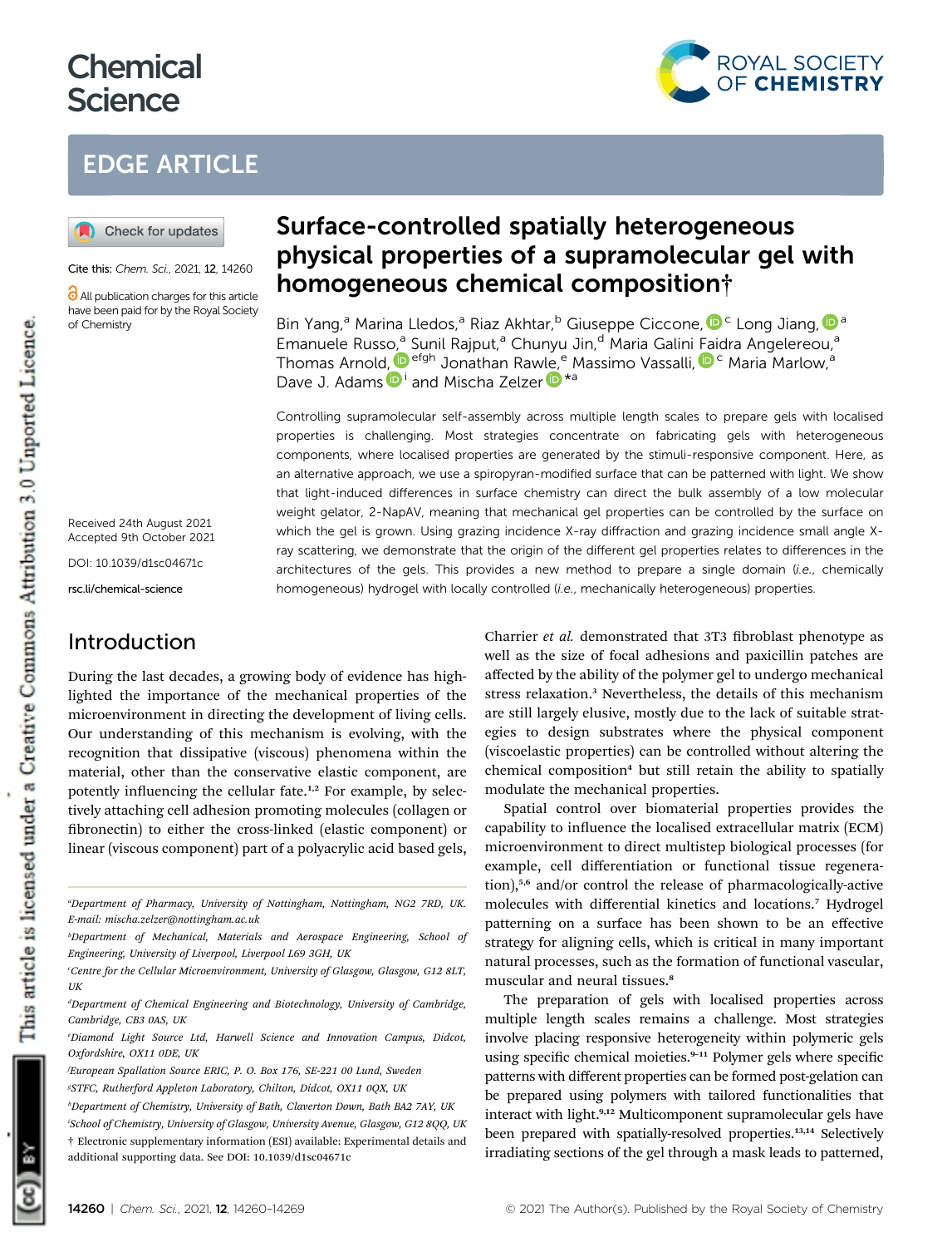# Chemical Science

## EDGE ARTICLE

Cite this: *Chem. Sci.*, 2021, **12**, 14260

All publication charges for this article have been paid for by the Royal Society of Chemistry

Received 24th August 2021
Accepted 9th October 2021

DOI: 10.1039/d1sc04671c

rsc.li/chemical-science

# Surface-controlled spatially heterogeneous physical properties of a supramolecular gel with homogeneous chemical composition†

Bin Yang,[a] Marina Lledos,[a] Riaz Akhtar,[b] Giuseppe Ciccone,[c] Long Jiang,[a] Emanuele Russo,[a] Sunil Rajput,[a] Chunyu Jin,[d] Maria Galini Faidra Angelereou,[a] Thomas Arnold,[efgh] Jonathan Rawle,[e] Massimo Vassalli,[c] Maria Marlow,[a] Dave J. Adams[i] and Mischa Zelzer*[a]

Controlling supramolecular self-assembly across multiple length scales to prepare gels with localised properties is challenging. Most strategies concentrate on fabricating gels with heterogeneous components, where localised properties are generated by the stimuli-responsive component. Here, as an alternative approach, we use a spiropyran-modified surface that can be patterned with light. We show that light-induced differences in surface chemistry can direct the bulk assembly of a low molecular weight gelator, 2-NapAV, meaning that mechanical gel properties can be controlled by the surface on which the gel is grown. Using grazing incidence X-ray diffraction and grazing incidence small angle X-ray scattering, we demonstrate that the origin of the different gel properties relates to differences in the architectures of the gels. This provides a new method to prepare a single domain (*i.e.*, chemically homogeneous) hydrogel with locally controlled (*i.e.*, mechanically heterogeneous) properties.

## Introduction

During the last decades, a growing body of evidence has highlighted the importance of the mechanical properties of the microenvironment in directing the development of living cells. Our understanding of this mechanism is evolving, with the recognition that dissipative (viscous) phenomena within the material, other than the conservative elastic component, are potently influencing the cellular fate.[1,2] For example, by selectively attaching cell adhesion promoting molecules (collagen or fibronectin) to either the cross-linked (elastic component) or linear (viscous component) part of a polyacrylic acid based gels, Charrier *et al.* demonstrated that 3T3 fibroblast phenotype as well as the size of focal adhesions and paxicillin patches are affected by the ability of the polymer gel to undergo mechanical stress relaxation.[3] Nevertheless, the details of this mechanism are still largely elusive, mostly due to the lack of suitable strategies to design substrates where the physical component (viscoelastic properties) can be controlled without altering the chemical composition[4] but still retain the ability to spatially modulate the mechanical properties.

Spatial control over biomaterial properties provides the capability to influence the localised extracellular matrix (ECM) microenvironment to direct multistep biological processes (for example, cell differentiation or functional tissue regeneration),[5,6] and/or control the release of pharmacologically-active molecules with differential kinetics and locations.[7] Hydrogel patterning on a surface has been shown to be an effective strategy for aligning cells, which is critical in many important natural processes, such as the formation of functional vascular, muscular and neural tissues.[8]

The preparation of gels with localised properties across multiple length scales remains a challenge. Most strategies involve placing responsive heterogeneity within polymeric gels using specific chemical moieties.[9–11] Polymer gels where specific patterns with different properties can be formed post-gelation can be prepared using polymers with tailored functionalities that interact with light.[9,12] Multicomponent supramolecular gels have been prepared with spatially-resolved properties.[13,14] Selectively irradiating sections of the gel through a mask leads to patterned,

---

[a]Department of Pharmacy, University of Nottingham, Nottingham, NG2 7RD, UK. E-mail: mischa.zelzer@nottingham.ac.uk

[b]Department of Mechanical, Materials and Aerospace Engineering, School of Engineering, University of Liverpool, Liverpool L69 3GH, UK

[c]Centre for the Cellular Microenvironment, University of Glasgow, Glasgow, G12 8LT, UK

[d]Department of Chemical Engineering and Biotechnology, University of Cambridge, Cambridge, CB3 0AS, UK

[e]Diamond Light Source Ltd, Harwell Science and Innovation Campus, Didcot, Oxfordshire, OX11 0DE, UK

[f]European Spallation Source ERIC, P. O. Box 176, SE-221 00 Lund, Sweden

[g]STFC, Rutherford Appleton Laboratory, Chilton, Didcot, OX11 0QX, UK

[h]Department of Chemistry, University of Bath, Claverton Down, Bath BA2 7AY, UK

[i]School of Chemistry, University of Glasgow, University Avenue, Glasgow, G12 8QQ, UK

† Electronic supplementary information (ESI) available: Experimental details and additional supporting data. See DOI: 10.1039/d1sc04671c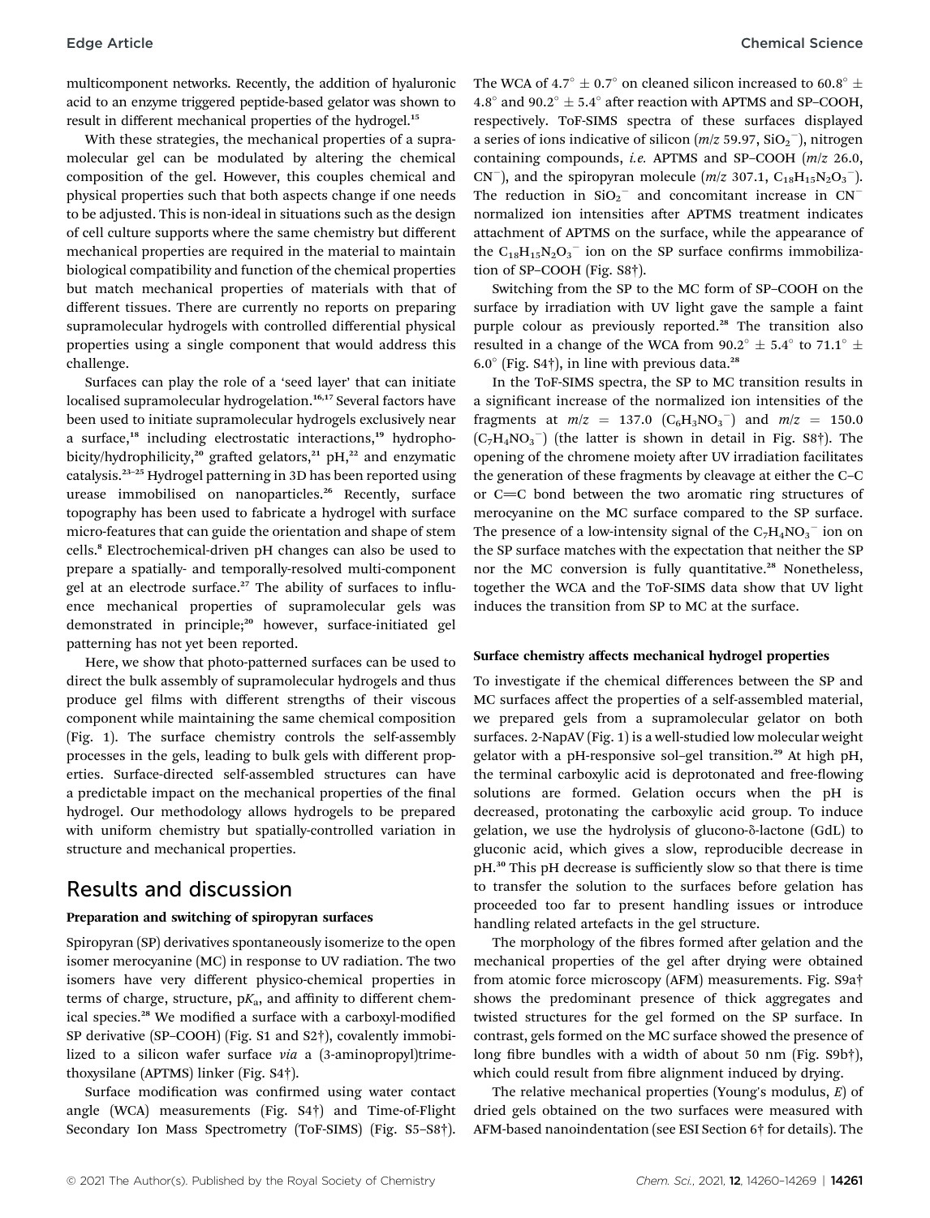multicomponent networks. Recently, the addition of hyaluronic acid to an enzyme triggered peptide-based gelator was shown to result in different mechanical properties of the hydrogel.[15]

With these strategies, the mechanical properties of a supramolecular gel can be modulated by altering the chemical composition of the gel. However, this couples chemical and physical properties such that both aspects change if one needs to be adjusted. This is non-ideal in situations such as the design of cell culture supports where the same chemistry but different mechanical properties are required in the material to maintain biological compatibility and function of the chemical properties but match mechanical properties of materials with that of different tissues. There are currently no reports on preparing supramolecular hydrogels with controlled differential physical properties using a single component that would address this challenge.

Surfaces can play the role of a 'seed layer' that can initiate localised supramolecular hydrogelation.[16,17] Several factors have been used to initiate supramolecular hydrogels exclusively near a surface,[18] including electrostatic interactions,[19] hydrophobicity/hydrophilicity,[20] grafted gelators,[21] pH,[22] and enzymatic catalysis.[23–25] Hydrogel patterning in 3D has been reported using urease immobilised on nanoparticles.[26] Recently, surface topography has been used to fabricate a hydrogel with surface micro-features that can guide the orientation and shape of stem cells.[8] Electrochemical-driven pH changes can also be used to prepare a spatially- and temporally-resolved multi-component gel at an electrode surface.[27] The ability of surfaces to influence mechanical properties of supramolecular gels was demonstrated in principle;[20] however, surface-initiated gel patterning has not yet been reported.

Here, we show that photo-patterned surfaces can be used to direct the bulk assembly of supramolecular hydrogels and thus produce gel films with different strengths of their viscous component while maintaining the same chemical composition (Fig. 1). The surface chemistry controls the self-assembly processes in the gels, leading to bulk gels with different properties. Surface-directed self-assembled structures can have a predictable impact on the mechanical properties of the final hydrogel. Our methodology allows hydrogels to be prepared with uniform chemistry but spatially-controlled variation in structure and mechanical properties.

## Results and discussion

### Preparation and switching of spiropyran surfaces

Spiropyran (SP) derivatives spontaneously isomerize to the open isomer merocyanine (MC) in response to UV radiation. The two isomers have very different physico-chemical properties in terms of charge, structure, p$K_a$, and affinity to different chemical species.[28] We modified a surface with a carboxyl-modified SP derivative (SP–COOH) (Fig. S1 and S2†), covalently immobilized to a silicon wafer surface *via* a (3-aminopropyl)trimethoxysilane (APTMS) linker (Fig. S4†).

Surface modification was confirmed using water contact angle (WCA) measurements (Fig. S4†) and Time-of-Flight Secondary Ion Mass Spectrometry (ToF-SIMS) (Fig. S5–S8†). The WCA of 4.7° ± 0.7° on cleaned silicon increased to 60.8° ± 4.8° and 90.2° ± 5.4° after reaction with APTMS and SP–COOH, respectively. ToF-SIMS spectra of these surfaces displayed a series of ions indicative of silicon (*m*/*z* 59.97, $SiO_2^-$), nitrogen containing compounds, *i.e.* APTMS and SP–COOH (*m*/*z* 26.0, $CN^-$), and the spiropyran molecule (*m*/*z* 307.1, $C_{18}H_{15}N_2O_3^-$). The reduction in $SiO_2^-$ and concomitant increase in $CN^-$ normalized ion intensities after APTMS treatment indicates attachment of APTMS on the surface, while the appearance of the $C_{18}H_{15}N_2O_3^-$ ion on the SP surface confirms immobilization of SP–COOH (Fig. S8†).

Switching from the SP to the MC form of SP–COOH on the surface by irradiation with UV light gave the sample a faint purple colour as previously reported.[28] The transition also resulted in a change of the WCA from 90.2° ± 5.4° to 71.1° ± 6.0° (Fig. S4†), in line with previous data.[28]

In the ToF-SIMS spectra, the SP to MC transition results in a significant increase of the normalized ion intensities of the fragments at *m*/*z* = 137.0 ($C_6H_3NO_3^-$) and *m*/*z* = 150.0 ($C_7H_4NO_3^-$) (the latter is shown in detail in Fig. S8†). The opening of the chromene moiety after UV irradiation facilitates the generation of these fragments by cleavage at either the C–C or C=C bond between the two aromatic ring structures of merocyanine on the MC surface compared to the SP surface. The presence of a low-intensity signal of the $C_7H_4NO_3^-$ ion on the SP surface matches with the expectation that neither the SP nor the MC conversion is fully quantitative.[28] Nonetheless, together the WCA and the ToF-SIMS data show that UV light induces the transition from SP to MC at the surface.

### Surface chemistry affects mechanical hydrogel properties

To investigate if the chemical differences between the SP and MC surfaces affect the properties of a self-assembled material, we prepared gels from a supramolecular gelator on both surfaces. 2-NapAV (Fig. 1) is a well-studied low molecular weight gelator with a pH-responsive sol–gel transition.[29] At high pH, the terminal carboxylic acid is deprotonated and free-flowing solutions are formed. Gelation occurs when the pH is decreased, protonating the carboxylic acid group. To induce gelation, we use the hydrolysis of glucono-δ-lactone (GdL) to gluconic acid, which gives a slow, reproducible decrease in pH.[30] This pH decrease is sufficiently slow so that there is time to transfer the solution to the surfaces before gelation has proceeded too far to present handling issues or introduce handling related artefacts in the gel structure.

The morphology of the fibres formed after gelation and the mechanical properties of the gel after drying were obtained from atomic force microscopy (AFM) measurements. Fig. S9a† shows the predominant presence of thick aggregates and twisted structures for the gel formed on the SP surface. In contrast, gels formed on the MC surface showed the presence of long fibre bundles with a width of about 50 nm (Fig. S9b†), which could result from fibre alignment induced by drying.

The relative mechanical properties (Young's modulus, *E*) of dried gels obtained on the two surfaces were measured with AFM-based nanoindentation (see ESI Section 6† for details). The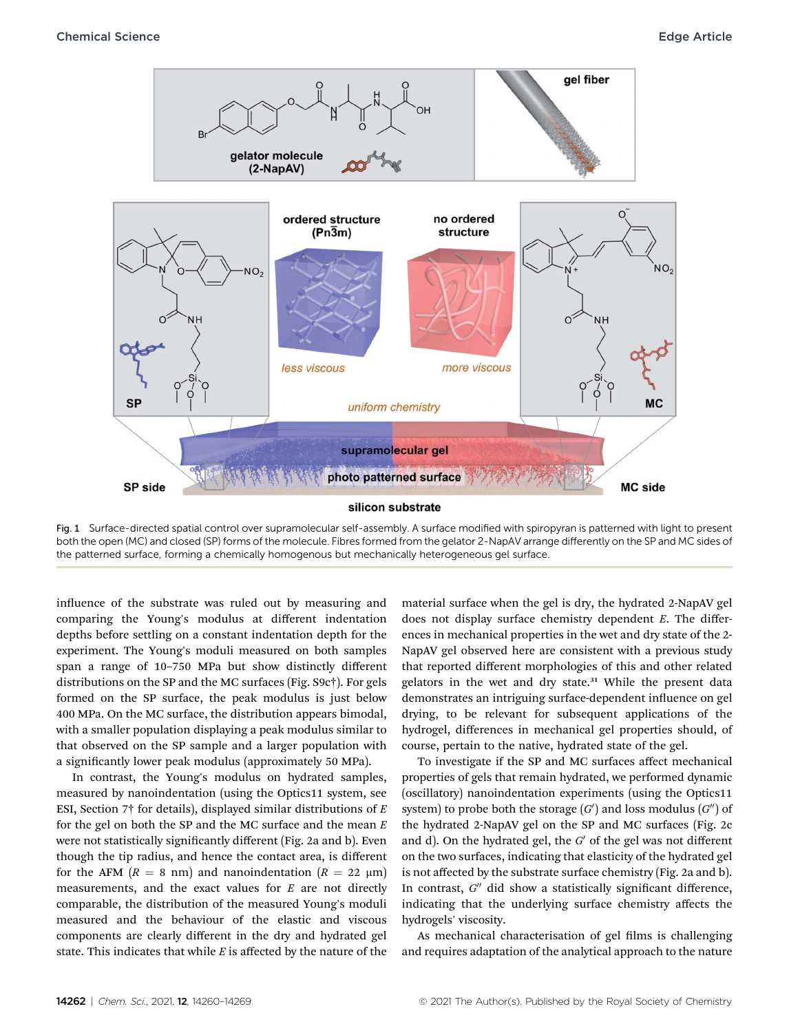Fig. 1 Surface-directed spatial control over supramolecular self-assembly. A surface modified with spiropyran is patterned with light to present both the open (MC) and closed (SP) forms of the molecule. Fibres formed from the gelator 2-NapAV arrange differently on the SP and MC sides of the patterned surface, forming a chemically homogenous but mechanically heterogeneous gel surface.

influence of the substrate was ruled out by measuring and comparing the Young's modulus at different indentation depths before settling on a constant indentation depth for the experiment. The Young's moduli measured on both samples span a range of 10–750 MPa but show distinctly different distributions on the SP and the MC surfaces (Fig. S9c†). For gels formed on the SP surface, the peak modulus is just below 400 MPa. On the MC surface, the distribution appears bimodal, with a smaller population displaying a peak modulus similar to that observed on the SP sample and a larger population with a significantly lower peak modulus (approximately 50 MPa).

In contrast, the Young's modulus on hydrated samples, measured by nanoindentation (using the Optics11 system, see ESI, Section 7† for details), displayed similar distributions of $E$ for the gel on both the SP and the MC surface and the mean $E$ were not statistically significantly different (Fig. 2a and b). Even though the tip radius, and hence the contact area, is different for the AFM ($R$ = 8 nm) and nanoindentation ($R$ = 22 μm) measurements, and the exact values for $E$ are not directly comparable, the distribution of the measured Young's moduli measured and the behaviour of the elastic and viscous components are clearly different in the dry and hydrated gel state. This indicates that while $E$ is affected by the nature of the material surface when the gel is dry, the hydrated 2-NapAV gel does not display surface chemistry dependent $E$. The differences in mechanical properties in the wet and dry state of the 2-NapAV gel observed here are consistent with a previous study that reported different morphologies of this and other related gelators in the wet and dry state.[31] While the present data demonstrates an intriguing surface-dependent influence on gel drying, to be relevant for subsequent applications of the hydrogel, differences in mechanical gel properties should, of course, pertain to the native, hydrated state of the gel.

To investigate if the SP and MC surfaces affect mechanical properties of gels that remain hydrated, we performed dynamic (oscillatory) nanoindentation experiments (using the Optics11 system) to probe both the storage ($G'$) and loss modulus ($G''$) of the hydrated 2-NapAV gel on the SP and MC surfaces (Fig. 2c and d). On the hydrated gel, the $G'$ of the gel was not different on the two surfaces, indicating that elasticity of the hydrated gel is not affected by the substrate surface chemistry (Fig. 2a and b). In contrast, $G''$ did show a statistically significant difference, indicating that the underlying surface chemistry affects the hydrogels' viscosity.

As mechanical characterisation of gel films is challenging and requires adaptation of the analytical approach to the nature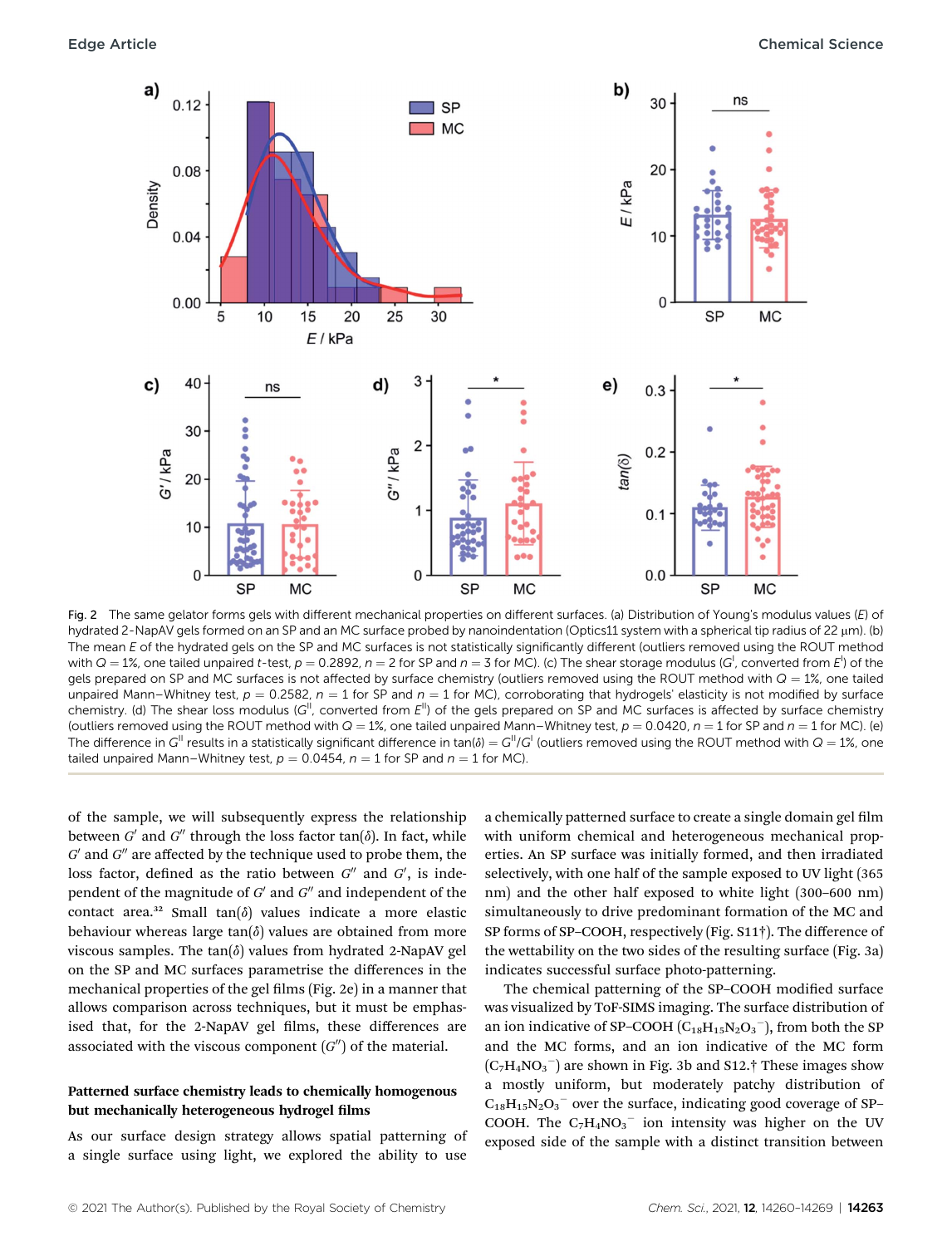Fig. 2 The same gelator forms gels with different mechanical properties on different surfaces. (a) Distribution of Young's modulus values ($E$) of hydrated 2-NapAV gels formed on an SP and an MC surface probed by nanoindentation (Optics11 system with a spherical tip radius of 22 μm). (b) The mean $E$ of the hydrated gels on the SP and MC surfaces is not statistically significantly different (outliers removed using the ROUT method with $Q = 1\%$, one tailed unpaired $t$-test, $p = 0.2892$, $n = 2$ for SP and $n = 3$ for MC). (c) The shear storage modulus ($G^{I}$, converted from $E^{I}$) of the gels prepared on SP and MC surfaces is not affected by surface chemistry (outliers removed using the ROUT method with $Q = 1\%$, one tailed unpaired Mann–Whitney test, $p = 0.2582$, $n = 1$ for SP and $n = 1$ for MC), corroborating that hydrogels' elasticity is not modified by surface chemistry. (d) The shear loss modulus ($G^{II}$, converted from $E^{II}$) of the gels prepared on SP and MC surfaces is affected by surface chemistry (outliers removed using the ROUT method with $Q = 1\%$, one tailed unpaired Mann–Whitney test, $p = 0.0420$, $n = 1$ for SP and $n = 1$ for MC). (e) The difference in $G^{II}$ results in a statistically significant difference in $\tan(\delta) = G^{II}/G^{I}$ (outliers removed using the ROUT method with $Q = 1\%$, one tailed unpaired Mann–Whitney test, $p = 0.0454$, $n = 1$ for SP and $n = 1$ for MC).

of the sample, we will subsequently express the relationship between $G'$ and $G''$ through the loss factor $\tan(\delta)$. In fact, while $G'$ and $G''$ are affected by the technique used to probe them, the loss factor, defined as the ratio between $G''$ and $G'$, is independent of the magnitude of $G'$ and $G''$ and independent of the contact area.[32] Small $\tan(\delta)$ values indicate a more elastic behaviour whereas large $\tan(\delta)$ values are obtained from more viscous samples. The $\tan(\delta)$ values from hydrated 2-NapAV gel on the SP and MC surfaces parametrise the differences in the mechanical properties of the gel films (Fig. 2e) in a manner that allows comparison across techniques, but it must be emphasised that, for the 2-NapAV gel films, these differences are associated with the viscous component ($G''$) of the material.

### Patterned surface chemistry leads to chemically homogenous but mechanically heterogeneous hydrogel films

As our surface design strategy allows spatial patterning of a single surface using light, we explored the ability to use a chemically patterned surface to create a single domain gel film with uniform chemical and heterogeneous mechanical properties. An SP surface was initially formed, and then irradiated selectively, with one half of the sample exposed to UV light (365 nm) and the other half exposed to white light (300–600 nm) simultaneously to drive predominant formation of the MC and SP forms of SP–COOH, respectively (Fig. S11†). The difference of the wettability on the two sides of the resulting surface (Fig. 3a) indicates successful surface photo-patterning.

The chemical patterning of the SP–COOH modified surface was visualized by ToF-SIMS imaging. The surface distribution of an ion indicative of SP–COOH ($C_{18}H_{15}N_2O_3^-$), from both the SP and the MC forms, and an ion indicative of the MC form ($C_7H_4NO_3^-$) are shown in Fig. 3b and S12.† These images show a mostly uniform, but moderately patchy distribution of $C_{18}H_{15}N_2O_3^-$ over the surface, indicating good coverage of SP–COOH. The $C_7H_4NO_3^-$ ion intensity was higher on the UV exposed side of the sample with a distinct transition between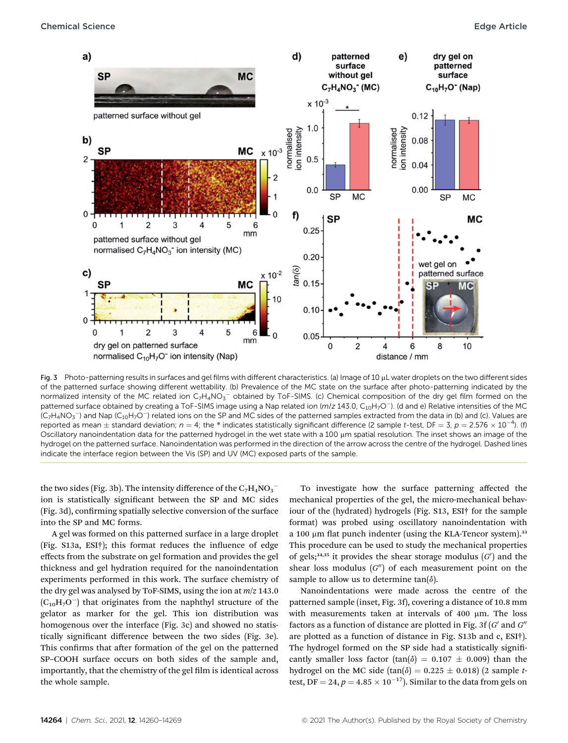Fig. 3 Photo-patterning results in surfaces and gel films with different characteristics. (a) Image of 10 μL water droplets on the two different sides of the patterned surface showing different wettability. (b) Prevalence of the MC state on the surface after photo-patterning indicated by the normalized intensity of the MC related ion $C_7H_4NO_3^-$ obtained by ToF-SIMS. (c) Chemical composition of the dry gel film formed on the patterned surface obtained by creating a ToF-SIMS image using a Nap related ion ($m/z$ 143.0, $C_{10}H_7O^-$). (d and e) Relative intensities of the MC ($C_7H_4NO_3^-$) and Nap ($C_{10}H_7O^-$) related ions on the SP and MC sides of the patterned samples extracted from the data in (b) and (c). Values are reported as mean ± standard deviation; $n = 4$; the * indicates statistically significant difference (2 sample $t$-test, DF = 3, $p = 2.576 \times 10^{-4}$). (f) Oscillatory nanoindentation data for the patterned hydrogel in the wet state with a 100 μm spatial resolution. The inset shows an image of the hydrogel on the patterned surface. Nanoindentation was performed in the direction of the arrow across the centre of the hydrogel. Dashed lines indicate the interface region between the Vis (SP) and UV (MC) exposed parts of the sample.

the two sides (Fig. 3b). The intensity difference of the $C_7H_4NO_3^-$ ion is statistically significant between the SP and MC sides (Fig. 3d), confirming spatially selective conversion of the surface into the SP and MC forms.

A gel was formed on this patterned surface in a large droplet (Fig. S13a, ESI†); this format reduces the influence of edge effects from the substrate on gel formation and provides the gel thickness and gel hydration required for the nanoindentation experiments performed in this work. The surface chemistry of the dry gel was analysed by ToF-SIMS, using the ion at $m/z$ 143.0 ($C_{10}H_7O^-$) that originates from the naphthyl structure of the gelator as marker for the gel. This ion distribution was homogenous over the interface (Fig. 3c) and showed no statistically significant difference between the two sides (Fig. 3e). This confirms that after formation of the gel on the patterned SP–COOH surface occurs on both sides of the sample and, importantly, that the chemistry of the gel film is identical across the whole sample.

To investigate how the surface patterning affected the mechanical properties of the gel, the micro-mechanical behaviour of the (hydrated) hydrogels (Fig. S13, ESI† for the sample format) was probed using oscillatory nanoindentation with a 100 μm flat punch indenter (using the KLA-Tencor system).[33] This procedure can be used to study the mechanical properties of gels;[34,35] it provides the shear storage modulus ($G'$) and the shear loss modulus ($G''$) of each measurement point on the sample to allow us to determine $\tan(\delta)$.

Nanoindentations were made across the centre of the patterned sample (inset, Fig. 3f), covering a distance of 10.8 mm with measurements taken at intervals of 400 μm. The loss factors as a function of distance are plotted in Fig. 3f ($G'$ and $G''$ are plotted as a function of distance in Fig. S13b and c, ESI†). The hydrogel formed on the SP side had a statistically significantly smaller loss factor ($\tan(\delta) = 0.107 \pm 0.009$) than the hydrogel on the MC side ($\tan(\delta) = 0.225 \pm 0.018$) (2 sample $t$-test, DF = 24, $p = 4.85 \times 10^{-17}$). Similar to the data from gels on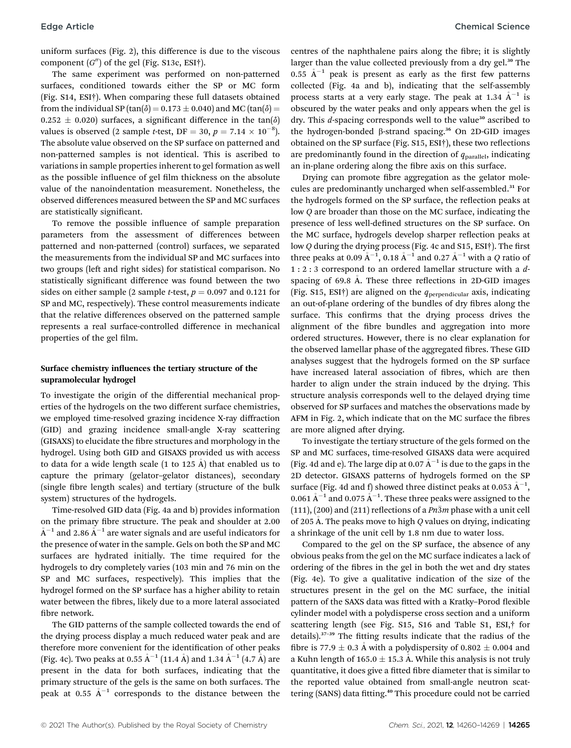uniform surfaces (Fig. 2), this difference is due to the viscous component ($G''$) of the gel (Fig. S13c, ESI†).

The same experiment was performed on non-patterned surfaces, conditioned towards either the SP or MC form (Fig. S14, ESI†). When comparing these full datasets obtained from the individual SP ($\tan(\delta) = 0.173 \pm 0.040$) and MC ($\tan(\delta) = 0.252 \pm 0.020$) surfaces, a significant difference in the $\tan(\delta)$ values is observed (2 sample $t$-test, DF = 30, $p = 7.14 \times 10^{-8}$). The absolute value observed on the SP surface on patterned and non-patterned samples is not identical. This is ascribed to variations in sample properties inherent to gel formation as well as the possible influence of gel film thickness on the absolute value of the nanoindentation measurement. Nonetheless, the observed differences measured between the SP and MC surfaces are statistically significant.

To remove the possible influence of sample preparation parameters from the assessment of differences between patterned and non-patterned (control) surfaces, we separated the measurements from the individual SP and MC surfaces into two groups (left and right sides) for statistical comparison. No statistically significant difference was found between the two sides on either sample (2 sample $t$-test, $p = 0.097$ and 0.121 for SP and MC, respectively). These control measurements indicate that the relative differences observed on the patterned sample represents a real surface-controlled difference in mechanical properties of the gel film.

### Surface chemistry influences the tertiary structure of the supramolecular hydrogel

To investigate the origin of the differential mechanical properties of the hydrogels on the two different surface chemistries, we employed time-resolved grazing incidence X-ray diffraction (GID) and grazing incidence small-angle X-ray scattering (GISAXS) to elucidate the fibre structures and morphology in the hydrogel. Using both GID and GISAXS provided us with access to data for a wide length scale (1 to 125 Å) that enabled us to capture the primary (gelator–gelator distances), secondary (single fibre length scales) and tertiary (structure of the bulk system) structures of the hydrogels.

Time-resolved GID data (Fig. 4a and b) provides information on the primary fibre structure. The peak and shoulder at 2.00 $Å^{-1}$ and 2.86 $Å^{-1}$ are water signals and are useful indicators for the presence of water in the sample. Gels on both the SP and MC surfaces are hydrated initially. The time required for the hydrogels to dry completely varies (103 min and 76 min on the SP and MC surfaces, respectively). This implies that the hydrogel formed on the SP surface has a higher ability to retain water between the fibres, likely due to a more lateral associated fibre network.

The GID patterns of the sample collected towards the end of the drying process display a much reduced water peak and are therefore more convenient for the identification of other peaks (Fig. 4c). Two peaks at 0.55 $Å^{-1}$ (11.4 Å) and 1.34 $Å^{-1}$ (4.7 Å) are present in the data for both surfaces, indicating that the primary structure of the gels is the same on both surfaces. The peak at 0.55 $Å^{-1}$ corresponds to the distance between the centres of the naphthalene pairs along the fibre; it is slightly larger than the value collected previously from a dry gel.[30] The 0.55 $Å^{-1}$ peak is present as early as the first few patterns collected (Fig. 4a and b), indicating that the self-assembly process starts at a very early stage. The peak at 1.34 $Å^{-1}$ is obscured by the water peaks and only appears when the gel is dry. This $d$-spacing corresponds well to the value[30] ascribed to the hydrogen-bonded β-strand spacing.[36] On 2D-GID images obtained on the SP surface (Fig. S15, ESI†), these two reflections are predominantly found in the direction of $q_{\text{parallel}}$, indicating an in-plane ordering along the fibre axis on this surface.

Drying can promote fibre aggregation as the gelator molecules are predominantly uncharged when self-assembled.[31] For the hydrogels formed on the SP surface, the reflection peaks at low $Q$ are broader than those on the MC surface, indicating the presence of less well-defined structures on the SP surface. On the MC surface, hydrogels develop sharper reflection peaks at low $Q$ during the drying process (Fig. 4c and S15, ESI†). The first three peaks at 0.09 $Å^{-1}$, 0.18 $Å^{-1}$ and 0.27 $Å^{-1}$ with a $Q$ ratio of 1 : 2 : 3 correspond to an ordered lamellar structure with a $d$-spacing of 69.8 Å. These three reflections in 2D-GID images (Fig. S15, ESI†) are aligned on the $q_{\text{perpendicular}}$ axis, indicating an out-of-plane ordering of the bundles of dry fibres along the surface. This confirms that the drying process drives the alignment of the fibre bundles and aggregation into more ordered structures. However, there is no clear explanation for the observed lamellar phase of the aggregated fibres. These GID analyses suggest that the hydrogels formed on the SP surface have increased lateral association of fibres, which are then harder to align under the strain induced by the drying. This structure analysis corresponds well to the delayed drying time observed for SP surfaces and matches the observations made by AFM in Fig. 2, which indicate that on the MC surface the fibres are more aligned after drying.

To investigate the tertiary structure of the gels formed on the SP and MC surfaces, time-resolved GISAXS data were acquired (Fig. 4d and e). The large dip at 0.07 $Å^{-1}$ is due to the gaps in the 2D detector. GISAXS patterns of hydrogels formed on the SP surface (Fig. 4d and f) showed three distinct peaks at 0.053 $Å^{-1}$, 0.061 $Å^{-1}$ and 0.075 $Å^{-1}$. These three peaks were assigned to the (111), (200) and (211) reflections of a $Pn\bar{3}m$ phase with a unit cell of 205 Å. The peaks move to high $Q$ values on drying, indicating a shrinkage of the unit cell by 1.8 nm due to water loss.

Compared to the gel on the SP surface, the absence of any obvious peaks from the gel on the MC surface indicates a lack of ordering of the fibres in the gel in both the wet and dry states (Fig. 4e). To give a qualitative indication of the size of the structures present in the gel on the MC surface, the initial pattern of the SAXS data was fitted with a Kratky–Porod flexible cylinder model with a polydisperse cross section and a uniform scattering length (see Fig. S15, S16 and Table S1, ESI,† for details).[37–39] The fitting results indicate that the radius of the fibre is 77.9 ± 0.3 Å with a polydispersity of 0.802 ± 0.004 and a Kuhn length of 165.0 ± 15.3 Å. While this analysis is not truly quantitative, it does give a fitted fibre diameter that is similar to the reported value obtained from small-angle neutron scattering (SANS) data fitting.[40] This procedure could not be carried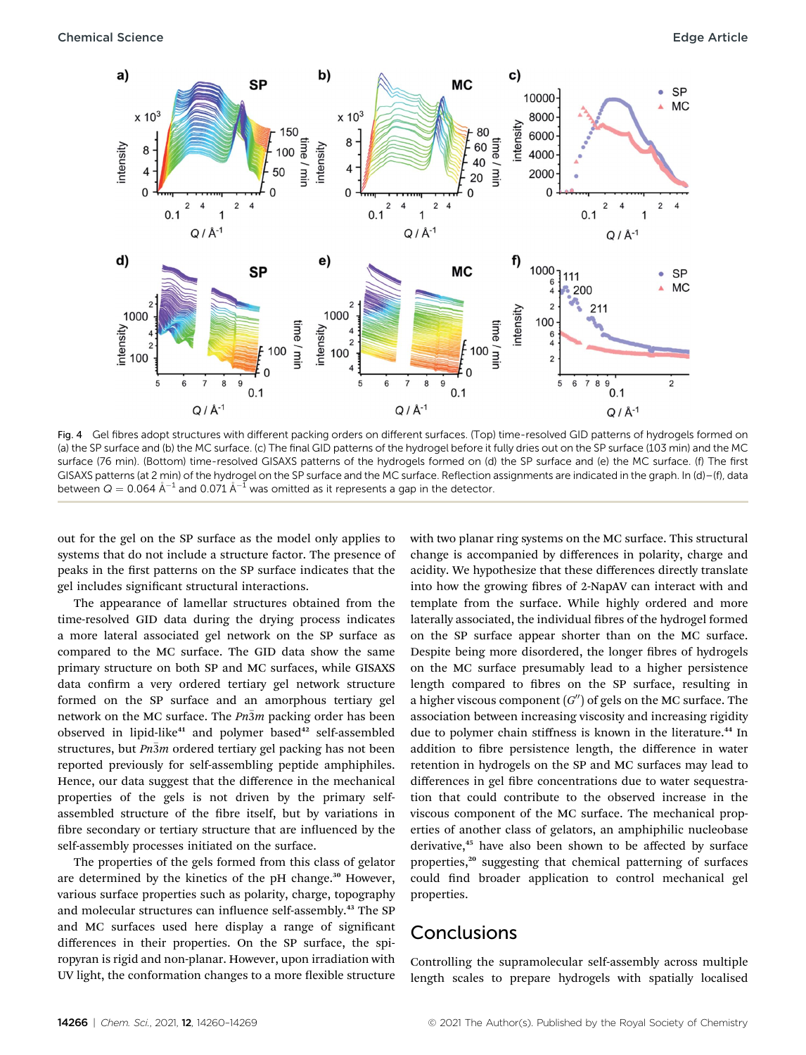Fig. 4 Gel fibres adopt structures with different packing orders on different surfaces. (Top) time-resolved GID patterns of hydrogels formed on (a) the SP surface and (b) the MC surface. (c) The final GID patterns of the hydrogel before it fully dries out on the SP surface (103 min) and the MC surface (76 min). (Bottom) time-resolved GISAXS patterns of the hydrogels formed on (d) the SP surface and (e) the MC surface. (f) The first GISAXS patterns (at 2 min) of the hydrogel on the SP surface and the MC surface. Reflection assignments are indicated in the graph. In (d)–(f), data between $Q = 0.064$ Å$^{-1}$ and 0.071 Å$^{-1}$ was omitted as it represents a gap in the detector.

out for the gel on the SP surface as the model only applies to systems that do not include a structure factor. The presence of peaks in the first patterns on the SP surface indicates that the gel includes significant structural interactions.

The appearance of lamellar structures obtained from the time-resolved GID data during the drying process indicates a more lateral associated gel network on the SP surface as compared to the MC surface. The GID data show the same primary structure on both SP and MC surfaces, while GISAXS data confirm a very ordered tertiary gel network structure formed on the SP surface and an amorphous tertiary gel network on the MC surface. The $Pn\bar{3}m$ packing order has been observed in lipid-like[41] and polymer based[42] self-assembled structures, but $Pn\bar{3}m$ ordered tertiary gel packing has not been reported previously for self-assembling peptide amphiphiles. Hence, our data suggest that the difference in the mechanical properties of the gels is not driven by the primary self-assembled structure of the fibre itself, but by variations in fibre secondary or tertiary structure that are influenced by the self-assembly processes initiated on the surface.

The properties of the gels formed from this class of gelator are determined by the kinetics of the pH change.[30] However, various surface properties such as polarity, charge, topography and molecular structures can influence self-assembly.[43] The SP and MC surfaces used here display a range of significant differences in their properties. On the SP surface, the spiropyran is rigid and non-planar. However, upon irradiation with UV light, the conformation changes to a more flexible structure with two planar ring systems on the MC surface. This structural change is accompanied by differences in polarity, charge and acidity. We hypothesize that these differences directly translate into how the growing fibres of 2-NapAV can interact with and template from the surface. While highly ordered and more laterally associated, the individual fibres of the hydrogel formed on the SP surface appear shorter than on the MC surface. Despite being more disordered, the longer fibres of hydrogels on the MC surface presumably lead to a higher persistence length compared to fibres on the SP surface, resulting in a higher viscous component ($G''$) of gels on the MC surface. The association between increasing viscosity and increasing rigidity due to polymer chain stiffness is known in the literature.[44] In addition to fibre persistence length, the difference in water retention in hydrogels on the SP and MC surfaces may lead to differences in gel fibre concentrations due to water sequestration that could contribute to the observed increase in the viscous component of the MC surface. The mechanical properties of another class of gelators, an amphiphilic nucleobase derivative,[45] have also been shown to be affected by surface properties,[20] suggesting that chemical patterning of surfaces could find broader application to control mechanical gel properties.

## Conclusions

Controlling the supramolecular self-assembly across multiple length scales to prepare hydrogels with spatially localised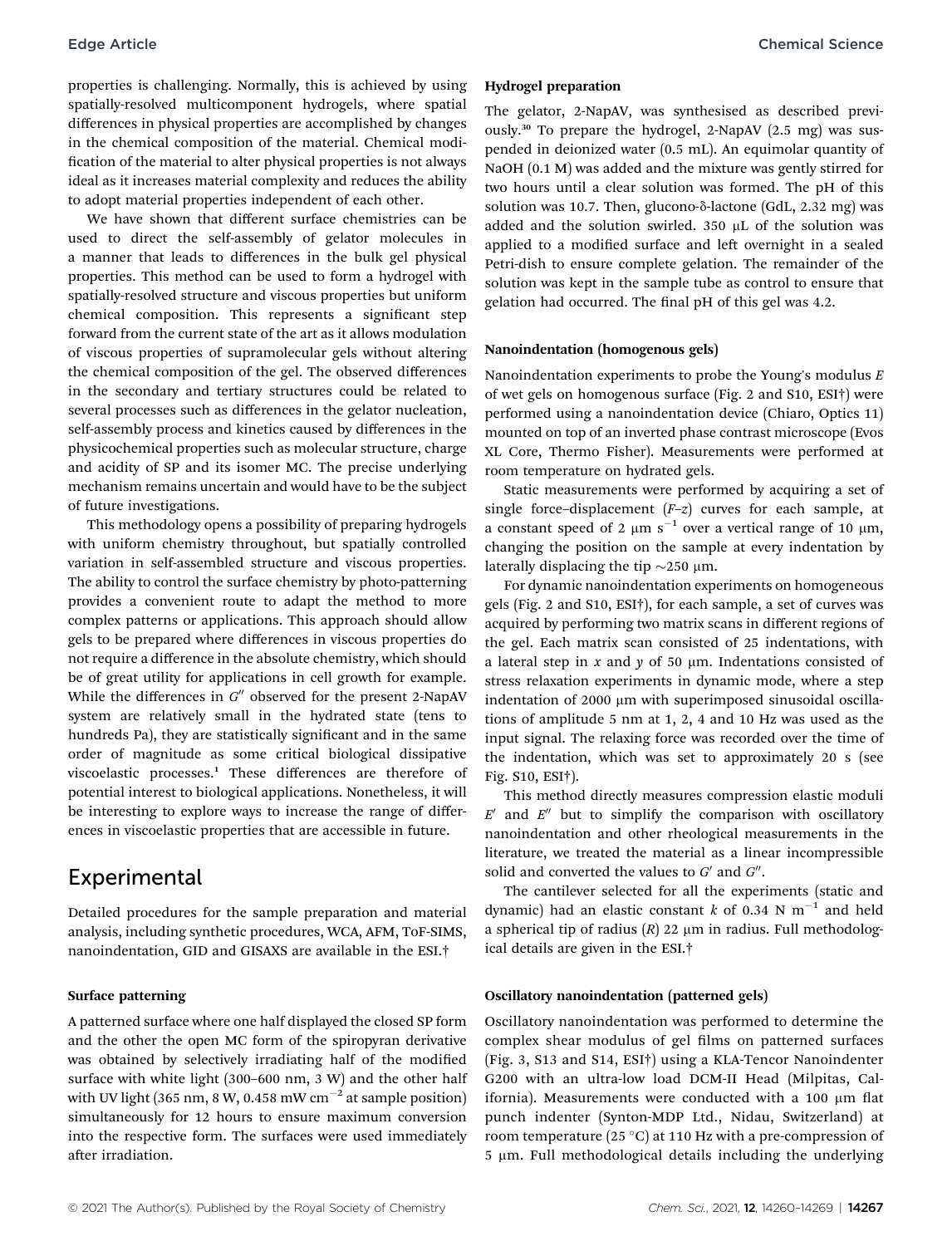properties is challenging. Normally, this is achieved by using spatially-resolved multicomponent hydrogels, where spatial differences in physical properties are accomplished by changes in the chemical composition of the material. Chemical modification of the material to alter physical properties is not always ideal as it increases material complexity and reduces the ability to adopt material properties independent of each other.

We have shown that different surface chemistries can be used to direct the self-assembly of gelator molecules in a manner that leads to differences in the bulk gel physical properties. This method can be used to form a hydrogel with spatially-resolved structure and viscous properties but uniform chemical composition. This represents a significant step forward from the current state of the art as it allows modulation of viscous properties of supramolecular gels without altering the chemical composition of the gel. The observed differences in the secondary and tertiary structures could be related to several processes such as differences in the gelator nucleation, self-assembly process and kinetics caused by differences in the physicochemical properties such as molecular structure, charge and acidity of SP and its isomer MC. The precise underlying mechanism remains uncertain and would have to be the subject of future investigations.

This methodology opens a possibility of preparing hydrogels with uniform chemistry throughout, but spatially controlled variation in self-assembled structure and viscous properties. The ability to control the surface chemistry by photo-patterning provides a convenient route to adapt the method to more complex patterns or applications. This approach should allow gels to be prepared where differences in viscous properties do not require a difference in the absolute chemistry, which should be of great utility for applications in cell growth for example. While the differences in $G''$ observed for the present 2-NapAV system are relatively small in the hydrated state (tens to hundreds Pa), they are statistically significant and in the same order of magnitude as some critical biological dissipative viscoelastic processes.[1] These differences are therefore of potential interest to biological applications. Nonetheless, it will be interesting to explore ways to increase the range of differences in viscoelastic properties that are accessible in future.

## Experimental

Detailed procedures for the sample preparation and material analysis, including synthetic procedures, WCA, AFM, ToF-SIMS, nanoindentation, GID and GISAXS are available in the ESI.†

### Surface patterning

A patterned surface where one half displayed the closed SP form and the other the open MC form of the spiropyran derivative was obtained by selectively irradiating half of the modified surface with white light (300–600 nm, 3 W) and the other half with UV light (365 nm, 8 W, 0.458 mW cm$^{-2}$ at sample position) simultaneously for 12 hours to ensure maximum conversion into the respective form. The surfaces were used immediately after irradiation.

### Hydrogel preparation

The gelator, 2-NapAV, was synthesised as described previously.[30] To prepare the hydrogel, 2-NapAV (2.5 mg) was suspended in deionized water (0.5 mL). An equimolar quantity of NaOH (0.1 M) was added and the mixture was gently stirred for two hours until a clear solution was formed. The pH of this solution was 10.7. Then, glucono-δ-lactone (GdL, 2.32 mg) was added and the solution swirled. 350 μL of the solution was applied to a modified surface and left overnight in a sealed Petri-dish to ensure complete gelation. The remainder of the solution was kept in the sample tube as control to ensure that gelation had occurred. The final pH of this gel was 4.2.

### Nanoindentation (homogenous gels)

Nanoindentation experiments to probe the Young's modulus $E$ of wet gels on homogenous surface (Fig. 2 and S10, ESI†) were performed using a nanoindentation device (Chiaro, Optics 11) mounted on top of an inverted phase contrast microscope (Evos XL Core, Thermo Fisher). Measurements were performed at room temperature on hydrated gels.

Static measurements were performed by acquiring a set of single force–displacement ($F$–$z$) curves for each sample, at a constant speed of 2 μm s$^{-1}$ over a vertical range of 10 μm, changing the position on the sample at every indentation by laterally displacing the tip ~250 μm.

For dynamic nanoindentation experiments on homogeneous gels (Fig. 2 and S10, ESI†), for each sample, a set of curves was acquired by performing two matrix scans in different regions of the gel. Each matrix scan consisted of 25 indentations, with a lateral step in $x$ and $y$ of 50 μm. Indentations consisted of stress relaxation experiments in dynamic mode, where a step indentation of 2000 μm with superimposed sinusoidal oscillations of amplitude 5 nm at 1, 2, 4 and 10 Hz was used as the input signal. The relaxing force was recorded over the time of the indentation, which was set to approximately 20 s (see Fig. S10, ESI†).

This method directly measures compression elastic moduli $E'$ and $E''$ but to simplify the comparison with oscillatory nanoindentation and other rheological measurements in the literature, we treated the material as a linear incompressible solid and converted the values to $G'$ and $G''$.

The cantilever selected for all the experiments (static and dynamic) had an elastic constant $k$ of 0.34 N m$^{-1}$ and held a spherical tip of radius ($R$) 22 μm in radius. Full methodological details are given in the ESI.†

### Oscillatory nanoindentation (patterned gels)

Oscillatory nanoindentation was performed to determine the complex shear modulus of gel films on patterned surfaces (Fig. 3, S13 and S14, ESI†) using a KLA-Tencor Nanoindenter G200 with an ultra-low load DCM-II Head (Milpitas, California). Measurements were conducted with a 100 μm flat punch indenter (Synton-MDP Ltd., Nidau, Switzerland) at room temperature (25 °C) at 110 Hz with a pre-compression of 5 μm. Full methodological details including the underlying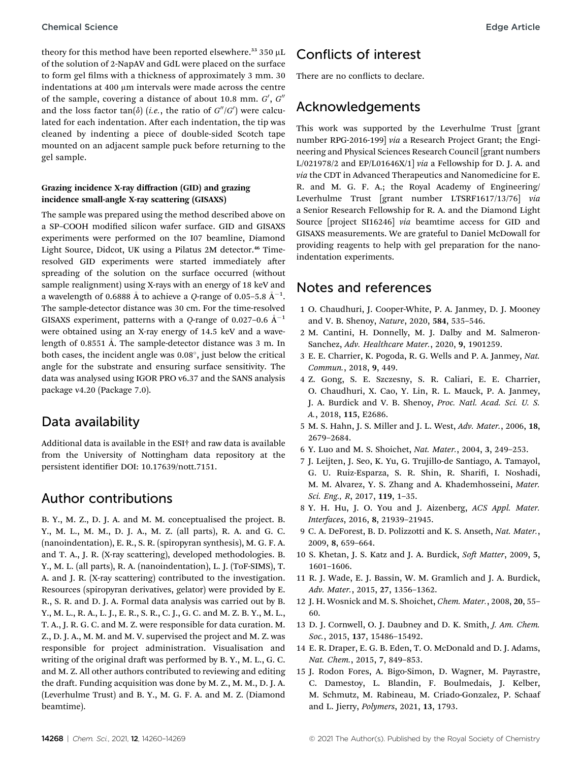theory for this method have been reported elsewhere.[33] 350 μL of the solution of 2-NapAV and GdL were placed on the surface to form gel films with a thickness of approximately 3 mm. 30 indentations at 400 μm intervals were made across the centre of the sample, covering a distance of about 10.8 mm. $G'$, $G''$ and the loss factor $\tan(\delta)$ (*i.e.*, the ratio of $G''/G'$) were calculated for each indentation. After each indentation, the tip was cleaned by indenting a piece of double-sided Scotch tape mounted on an adjacent sample puck before returning to the gel sample.

### Grazing incidence X-ray diffraction (GID) and grazing incidence small-angle X-ray scattering (GISAXS)

The sample was prepared using the method described above on a SP–COOH modified silicon wafer surface. GID and GISAXS experiments were performed on the I07 beamline, Diamond Light Source, Didcot, UK using a Pilatus 2M detector.[46] Time-resolved GID experiments were started immediately after spreading of the solution on the surface occurred (without sample realignment) using X-rays with an energy of 18 keV and a wavelength of 0.6888 Å to achieve a $Q$-range of 0.05–5.8 Å$^{-1}$. The sample-detector distance was 30 cm. For the time-resolved GISAXS experiment, patterns with a $Q$-range of 0.027–0.6 Å$^{-1}$ were obtained using an X-ray energy of 14.5 keV and a wavelength of 0.8551 Å. The sample-detector distance was 3 m. In both cases, the incident angle was 0.08°, just below the critical angle for the substrate and ensuring surface sensitivity. The data was analysed using IGOR PRO v6.37 and the SANS analysis package v4.20 (Package 7.0).

## Data availability

Additional data is available in the ESI† and raw data is available from the University of Nottingham data repository at the persistent identifier DOI: 10.17639/nott.7151.

## Author contributions

B. Y., M. Z., D. J. A. and M. M. conceptualised the project. B. Y., M. L., M. M., D. J. A., M. Z. (all parts), R. A. and G. C. (nanoindentation), E. R., S. R. (spiropyran synthesis), M. G. F. A. and T. A., J. R. (X-ray scattering), developed methodologies. B. Y., M. L. (all parts), R. A. (nanoindentation), L. J. (ToF-SIMS), T. A. and J. R. (X-ray scattering) contributed to the investigation. Resources (spiropyran derivatives, gelator) were provided by E. R., S. R. and D. J. A. Formal data analysis was carried out by B. Y., M. L., R. A., L. J., E. R., S. R., C. J., G. C. and M. Z. B. Y., M. L., T. A., J. R. G. C. and M. Z. were responsible for data curation. M. Z., D. J. A., M. M. and M. V. supervised the project and M. Z. was responsible for project administration. Visualisation and writing of the original draft was performed by B. Y., M. L., G. C. and M. Z. All other authors contributed to reviewing and editing the draft. Funding acquisition was done by M. Z., M. M., D. J. A. (Leverhulme Trust) and B. Y., M. G. F. A. and M. Z. (Diamond beamtime).

## Conflicts of interest

There are no conflicts to declare.

## Acknowledgements

This work was supported by the Leverhulme Trust [grant number RPG-2016-199] *via* a Research Project Grant; the Engineering and Physical Sciences Research Council [grant numbers L/021978/2 and EP/L01646X/1] *via* a Fellowship for D. J. A. and *via* the CDT in Advanced Therapeutics and Nanomedicine for E. R. and M. G. F. A.; the Royal Academy of Engineering/Leverhulme Trust [grant number LTSRF1617/13/76] *via* a Senior Research Fellowship for R. A. and the Diamond Light Source [project SI16246] *via* beamtime access for GID and GISAXS measurements. We are grateful to Daniel McDowall for providing reagents to help with gel preparation for the nanoindentation experiments.

## Notes and references

1. O. Chaudhuri, J. Cooper-White, P. A. Janmey, D. J. Mooney and V. B. Shenoy, *Nature*, 2020, **584**, 535–546.
2. M. Cantini, H. Donnelly, M. J. Dalby and M. Salmeron-Sanchez, *Adv. Healthcare Mater.*, 2020, **9**, 1901259.
3. E. E. Charrier, K. Pogoda, R. G. Wells and P. A. Janmey, *Nat. Commun.*, 2018, **9**, 449.
4. Z. Gong, S. E. Szczesny, S. R. Caliari, E. E. Charrier, O. Chaudhuri, X. Cao, Y. Lin, R. L. Mauck, P. A. Janmey, J. A. Burdick and V. B. Shenoy, *Proc. Natl. Acad. Sci. U. S. A.*, 2018, **115**, E2686.
5. M. S. Hahn, J. S. Miller and J. L. West, *Adv. Mater.*, 2006, **18**, 2679–2684.
6. Y. Luo and M. S. Shoichet, *Nat. Mater.*, 2004, **3**, 249–253.
7. J. Leijten, J. Seo, K. Yu, G. Trujillo-de Santiago, A. Tamayol, G. U. Ruiz-Esparza, S. R. Shin, R. Sharifi, I. Noshadi, M. M. Alvarez, Y. S. Zhang and A. Khademhosseini, *Mater. Sci. Eng., R*, 2017, **119**, 1–35.
8. Y. H. Hu, J. O. You and J. Aizenberg, *ACS Appl. Mater. Interfaces*, 2016, **8**, 21939–21945.
9. C. A. DeForest, B. D. Polizzotti and K. S. Anseth, *Nat. Mater.*, 2009, **8**, 659–664.
10. S. Khetan, J. S. Katz and J. A. Burdick, *Soft Matter*, 2009, **5**, 1601–1606.
11. R. J. Wade, E. J. Bassin, W. M. Gramlich and J. A. Burdick, *Adv. Mater.*, 2015, **27**, 1356–1362.
12. J. H. Wosnick and M. S. Shoichet, *Chem. Mater.*, 2008, **20**, 55–60.
13. D. J. Cornwell, O. J. Daubney and D. K. Smith, *J. Am. Chem. Soc.*, 2015, **137**, 15486–15492.
14. E. R. Draper, E. G. B. Eden, T. O. McDonald and D. J. Adams, *Nat. Chem.*, 2015, **7**, 849–853.
15. J. Rodon Fores, A. Bigo-Simon, D. Wagner, M. Payrastre, C. Damestoy, L. Blandin, F. Boulmedais, J. Kelber, M. Schmutz, M. Rabineau, M. Criado-Gonzalez, P. Schaaf and L. Jierry, *Polymers*, 2021, **13**, 1793.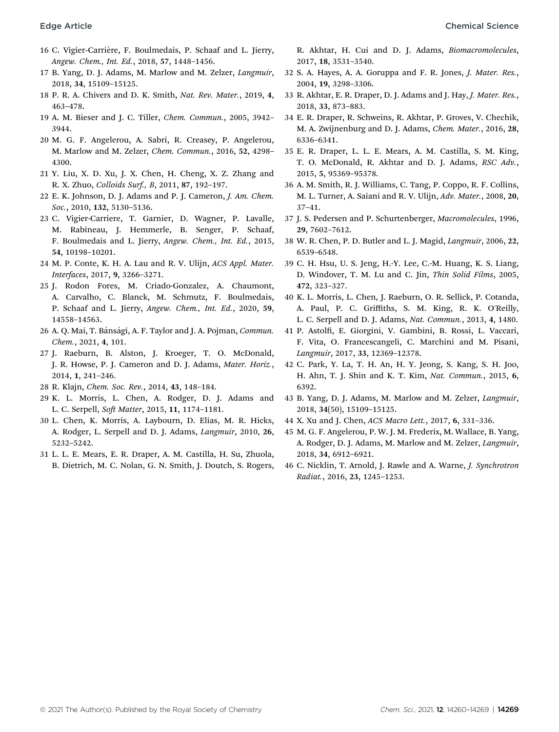16 C. Vigier-Carrière, F. Boulmedais, P. Schaaf and L. Jierry, *Angew. Chem., Int. Ed.*, 2018, **57**, 1448–1456.

17 B. Yang, D. J. Adams, M. Marlow and M. Zelzer, *Langmuir*, 2018, **34**, 15109–15125.

18 P. R. A. Chivers and D. K. Smith, *Nat. Rev. Mater.*, 2019, **4**, 463–478.

19 A. M. Bieser and J. C. Tiller, *Chem. Commun.*, 2005, 3942–3944.

20 M. G. F. Angelerou, A. Sabri, R. Creasey, P. Angelerou, M. Marlow and M. Zelzer, *Chem. Commun.*, 2016, **52**, 4298–4300.

21 Y. Liu, X. D. Xu, J. X. Chen, H. Cheng, X. Z. Zhang and R. X. Zhuo, *Colloids Surf., B*, 2011, **87**, 192–197.

22 E. K. Johnson, D. J. Adams and P. J. Cameron, *J. Am. Chem. Soc.*, 2010, **132**, 5130–5136.

23 C. Vigier-Carriere, T. Garnier, D. Wagner, P. Lavalle, M. Rabineau, J. Hemmerle, B. Senger, P. Schaaf, F. Boulmedais and L. Jierry, *Angew. Chem., Int. Ed.*, 2015, **54**, 10198–10201.

24 M. P. Conte, K. H. A. Lau and R. V. Ulijn, *ACS Appl. Mater. Interfaces*, 2017, **9**, 3266–3271.

25 J. Rodon Fores, M. Criado-Gonzalez, A. Chaumont, A. Carvalho, C. Blanck, M. Schmutz, F. Boulmedais, P. Schaaf and L. Jierry, *Angew. Chem., Int. Ed.*, 2020, **59**, 14558–14563.

26 A. Q. Mai, T. Bánsági, A. F. Taylor and J. A. Pojman, *Commun. Chem.*, 2021, **4**, 101.

27 J. Raeburn, B. Alston, J. Kroeger, T. O. McDonald, J. R. Howse, P. J. Cameron and D. J. Adams, *Mater. Horiz.*, 2014, **1**, 241–246.

28 R. Klajn, *Chem. Soc. Rev.*, 2014, **43**, 148–184.

29 K. L. Morris, L. Chen, A. Rodger, D. J. Adams and L. C. Serpell, *Soft Matter*, 2015, **11**, 1174–1181.

30 L. Chen, K. Morris, A. Laybourn, D. Elias, M. R. Hicks, A. Rodger, L. Serpell and D. J. Adams, *Langmuir*, 2010, **26**, 5232–5242.

31 L. L. E. Mears, E. R. Draper, A. M. Castilla, H. Su, Zhuola, B. Dietrich, M. C. Nolan, G. N. Smith, J. Doutch, S. Rogers, R. Akhtar, H. Cui and D. J. Adams, *Biomacromolecules*, 2017, **18**, 3531–3540.

32 S. A. Hayes, A. A. Goruppa and F. R. Jones, *J. Mater. Res.*, 2004, **19**, 3298–3306.

33 R. Akhtar, E. R. Draper, D. J. Adams and J. Hay, *J. Mater. Res.*, 2018, **33**, 873–883.

34 E. R. Draper, R. Schweins, R. Akhtar, P. Groves, V. Chechik, M. A. Zwijnenburg and D. J. Adams, *Chem. Mater.*, 2016, **28**, 6336–6341.

35 E. R. Draper, L. L. E. Mears, A. M. Castilla, S. M. King, T. O. McDonald, R. Akhtar and D. J. Adams, *RSC Adv.*, 2015, **5**, 95369–95378.

36 A. M. Smith, R. J. Williams, C. Tang, P. Coppo, R. F. Collins, M. L. Turner, A. Saiani and R. V. Ulijn, *Adv. Mater.*, 2008, **20**, 37–41.

37 J. S. Pedersen and P. Schurtenberger, *Macromolecules*, 1996, **29**, 7602–7612.

38 W. R. Chen, P. D. Butler and L. J. Magid, *Langmuir*, 2006, **22**, 6539–6548.

39 C. H. Hsu, U. S. Jeng, H.-Y. Lee, C.-M. Huang, K. S. Liang, D. Windover, T. M. Lu and C. Jin, *Thin Solid Films*, 2005, **472**, 323–327.

40 K. L. Morris, L. Chen, J. Raeburn, O. R. Sellick, P. Cotanda, A. Paul, P. C. Griffiths, S. M. King, R. K. O'Reilly, L. C. Serpell and D. J. Adams, *Nat. Commun.*, 2013, **4**, 1480.

41 P. Astolfi, E. Giorgini, V. Gambini, B. Rossi, L. Vaccari, F. Vita, O. Francescangeli, C. Marchini and M. Pisani, *Langmuir*, 2017, **33**, 12369–12378.

42 C. Park, Y. La, T. H. An, H. Y. Jeong, S. Kang, S. H. Joo, H. Ahn, T. J. Shin and K. T. Kim, *Nat. Commun.*, 2015, **6**, 6392.

43 B. Yang, D. J. Adams, M. Marlow and M. Zelzer, *Langmuir*, 2018, **34**(50), 15109–15125.

44 X. Xu and J. Chen, *ACS Macro Lett.*, 2017, **6**, 331–336.

45 M. G. F. Angelerou, P. W. J. M. Frederix, M. Wallace, B. Yang, A. Rodger, D. J. Adams, M. Marlow and M. Zelzer, *Langmuir*, 2018, **34**, 6912–6921.

46 C. Nicklin, T. Arnold, J. Rawle and A. Warne, *J. Synchrotron Radiat.*, 2016, **23**, 1245–1253.